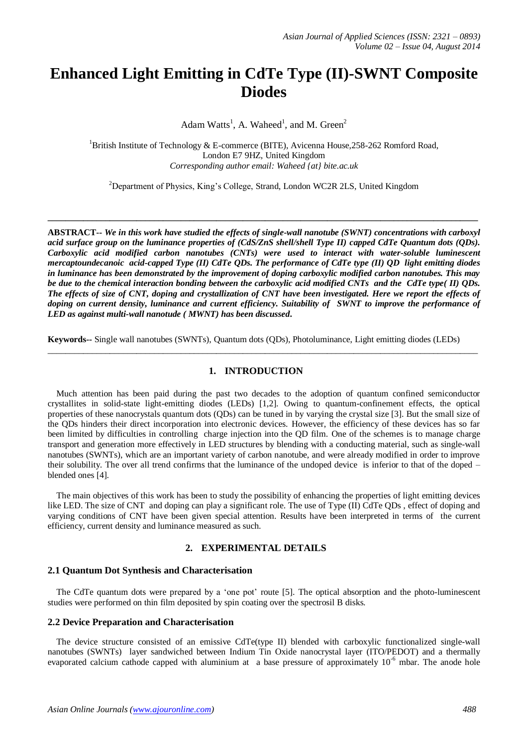# Enhanced Light Emitting in CdTe Type (II)-SWNT Composite Diodes

Adam Watts[1], A. Waheed[1], and M. Green[2]

[1]British Institute of Technology & E-commerce (BITE), Avicenna House,258-262 Romford Road, London E7 9HZ, United Kingdom
*Corresponding author email: Waheed {at} bite.ac.uk*

[2]Department of Physics, King's College, Strand, London WC2R 2LS, United Kingdom

---

**ABSTRACT--** ***We in this work have studied the effects of single-wall nanotube (SWNT) concentrations with carboxyl acid surface group on the luminance properties of (CdS/ZnS shell/shell Type II) capped CdTe Quantum dots (QDs). Carboxylic acid modified carbon nanotubes (CNTs) were used to interact with water-soluble luminescent mercaptoundecanoic acid-capped Type (II) CdTe QDs. The performance of CdTe type (II) QD light emitting diodes in luminance has been demonstrated by the improvement of doping carboxylic modified carbon nanotubes. This may be due to the chemical interaction bonding between the carboxylic acid modified CNTs and the CdTe type( II) QDs. The effects of size of CNT, doping and crystallization of CNT have been investigated. Here we report the effects of doping on current density, luminance and current efficiency. Suitability of SWNT to improve the performance of LED as against multi-wall nanotude ( MWNT) has been discussed.***

**Keywords--** Single wall nanotubes (SWNTs), Quantum dots (QDs), Photoluminance, Light emitting diodes (LEDs)

---

## 1. INTRODUCTION

Much attention has been paid during the past two decades to the adoption of quantum confined semiconductor crystallites in solid-state light-emitting diodes (LEDs) [1,2]. Owing to quantum-confinement effects, the optical properties of these nanocrystals quantum dots (QDs) can be tuned in by varying the crystal size [3]. But the small size of the QDs hinders their direct incorporation into electronic devices. However, the efficiency of these devices has so far been limited by difficulties in controlling charge injection into the QD film. One of the schemes is to manage charge transport and generation more effectively in LED structures by blending with a conducting material, such as single-wall nanotubes (SWNTs), which are an important variety of carbon nanotube, and were already modified in order to improve their solubility. The over all trend confirms that the luminance of the undoped device is inferior to that of the doped – blended ones [4].

The main objectives of this work has been to study the possibility of enhancing the properties of light emitting devices like LED. The size of CNT and doping can play a significant role. The use of Type (II) CdTe QDs , effect of doping and varying conditions of CNT have been given special attention. Results have been interpreted in terms of the current efficiency, current density and luminance measured as such.

## 2. EXPERIMENTAL DETAILS

### 2.1 Quantum Dot Synthesis and Characterisation

The CdTe quantum dots were prepared by a 'one pot' route [5]. The optical absorption and the photo-luminescent studies were performed on thin film deposited by spin coating over the spectrosil B disks.

### 2.2 Device Preparation and Characterisation

The device structure consisted of an emissive CdTe(type II) blended with carboxylic functionalized single-wall nanotubes (SWNTs) layer sandwiched between Indium Tin Oxide nanocrystal layer (ITO/PEDOT) and a thermally evaporated calcium cathode capped with aluminium at a base pressure of approximately $10^{-6}$ mbar. The anode hole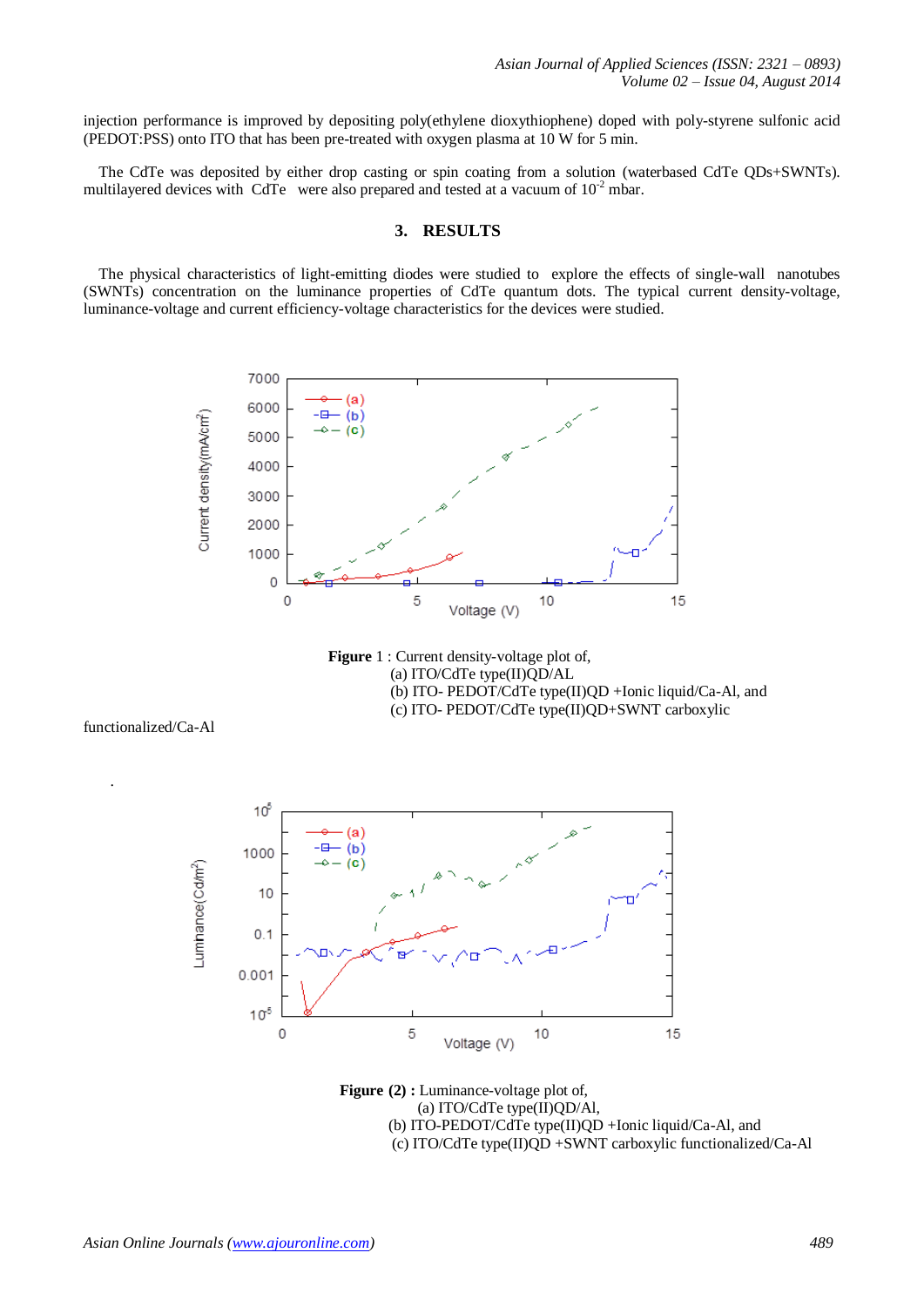injection performance is improved by depositing poly(ethylene dioxythiophene) doped with poly-styrene sulfonic acid (PEDOT:PSS) onto ITO that has been pre-treated with oxygen plasma at 10 W for 5 min.

The CdTe was deposited by either drop casting or spin coating from a solution (waterbased CdTe QDs+SWNTs). multilayered devices with CdTe were also prepared and tested at a vacuum of $10^{-2}$ mbar.

## 3. RESULTS

The physical characteristics of light-emitting diodes were studied to explore the effects of single-wall nanotubes (SWNTs) concentration on the luminance properties of CdTe quantum dots. The typical current density-voltage, luminance-voltage and current efficiency-voltage characteristics for the devices were studied.

**Figure** 1 : Current density-voltage plot of,
(a) ITO/CdTe type(II)QD/AL
(b) ITO- PEDOT/CdTe type(II)QD +Ionic liquid/Ca-Al, and
(c) ITO- PEDOT/CdTe type(II)QD+SWNT carboxylic functionalized/Ca-Al

.

**Figure (2) :** Luminance-voltage plot of,
(a) ITO/CdTe type(II)QD/Al,
(b) ITO-PEDOT/CdTe type(II)QD +Ionic liquid/Ca-Al, and
(c) ITO/CdTe type(II)QD +SWNT carboxylic functionalized/Ca-Al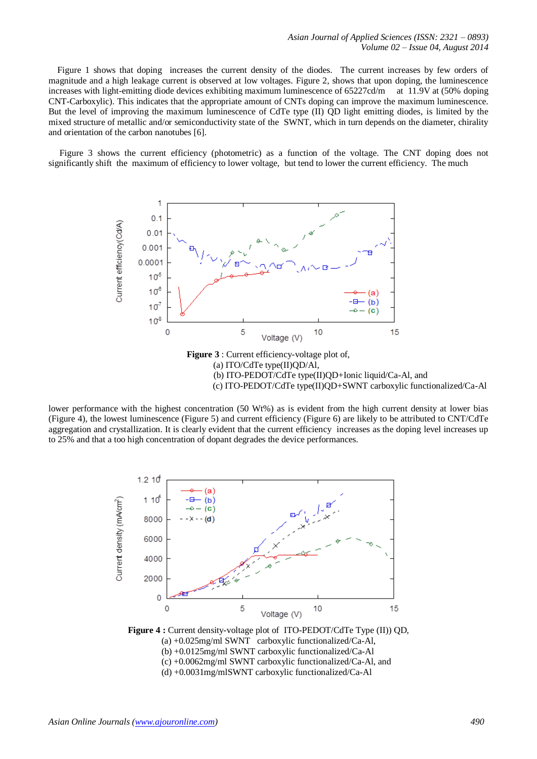Figure 1 shows that doping increases the current density of the diodes. The current increases by few orders of magnitude and a high leakage current is observed at low voltages. Figure 2, shows that upon doping, the luminescence increases with light-emitting diode devices exhibiting maximum luminescence of 65227cd/m at 11.9V at (50% doping CNT-Carboxylic). This indicates that the appropriate amount of CNTs doping can improve the maximum luminescence. But the level of improving the maximum luminescence of CdTe type (II) QD light emitting diodes, is limited by the mixed structure of metallic and/or semiconductivity state of the SWNT, which in turn depends on the diameter, chirality and orientation of the carbon nanotubes [6].

Figure 3 shows the current efficiency (photometric) as a function of the voltage. The CNT doping does not significantly shift the maximum of efficiency to lower voltage, but tend to lower the current efficiency. The much

**Figure 3** : Current efficiency-voltage plot of,
(a) ITO/CdTe type(II)QD/Al,
(b) ITO-PEDOT/CdTe type(II)QD+Ionic liquid/Ca-Al, and
(c) ITO-PEDOT/CdTe type(II)QD+SWNT carboxylic functionalized/Ca-Al

lower performance with the highest concentration (50 Wt%) as is evident from the high current density at lower bias (Figure 4), the lowest luminescence (Figure 5) and current efficiency (Figure 6) are likely to be attributed to CNT/CdTe aggregation and crystallization. It is clearly evident that the current efficiency increases as the doping level increases up to 25% and that a too high concentration of dopant degrades the device performances.

**Figure 4 :** Current density-voltage plot of ITO-PEDOT/CdTe Type (II)) QD,
(a) +0.025mg/ml SWNT carboxylic functionalized/Ca-Al,
(b) +0.0125mg/ml SWNT carboxylic functionalized/Ca-Al
(c) +0.0062mg/ml SWNT carboxylic functionalized/Ca-Al, and
(d) +0.0031mg/mlSWNT carboxylic functionalized/Ca-Al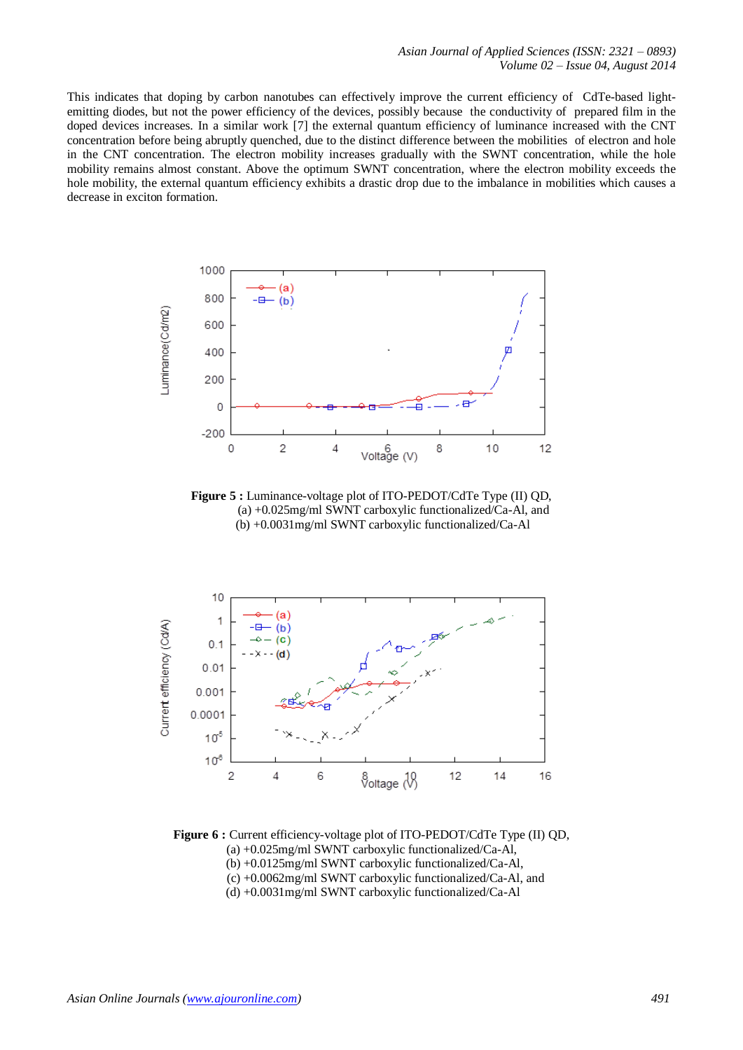This indicates that doping by carbon nanotubes can effectively improve the current efficiency of CdTe-based light-emitting diodes, but not the power efficiency of the devices, possibly because the conductivity of prepared film in the doped devices increases. In a similar work [7] the external quantum efficiency of luminance increased with the CNT concentration before being abruptly quenched, due to the distinct difference between the mobilities of electron and hole in the CNT concentration. The electron mobility increases gradually with the SWNT concentration, while the hole mobility remains almost constant. Above the optimum SWNT concentration, where the electron mobility exceeds the hole mobility, the external quantum efficiency exhibits a drastic drop due to the imbalance in mobilities which causes a decrease in exciton formation.

**Figure 5 :** Luminance-voltage plot of ITO-PEDOT/CdTe Type (II) QD,
(a) +0.025mg/ml SWNT carboxylic functionalized/Ca-Al, and
(b) +0.0031mg/ml SWNT carboxylic functionalized/Ca-Al

**Figure 6 :** Current efficiency-voltage plot of ITO-PEDOT/CdTe Type (II) QD,
(a) +0.025mg/ml SWNT carboxylic functionalized/Ca-Al,
(b) +0.0125mg/ml SWNT carboxylic functionalized/Ca-Al,
(c) +0.0062mg/ml SWNT carboxylic functionalized/Ca-Al, and
(d) +0.0031mg/ml SWNT carboxylic functionalized/Ca-Al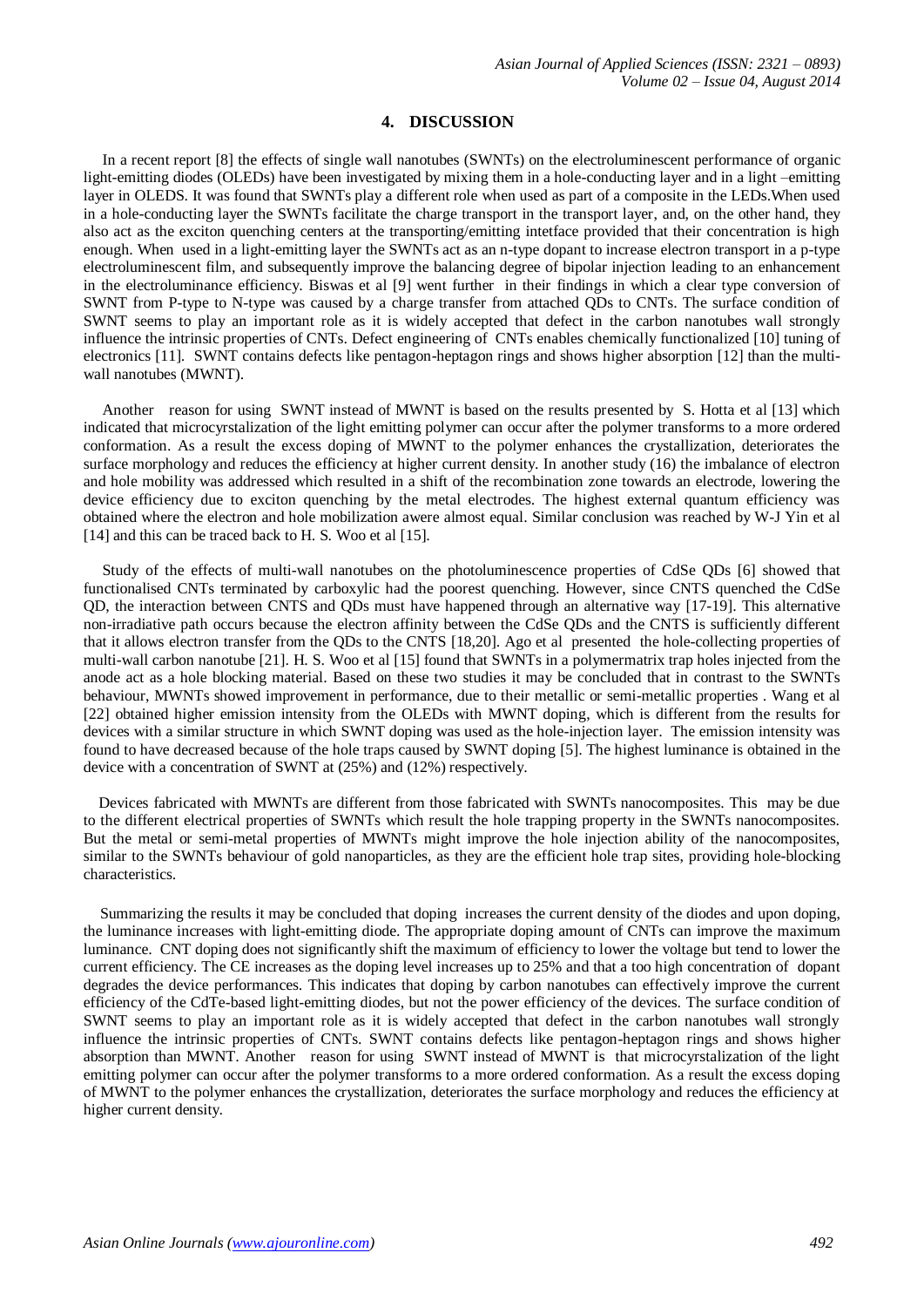## 4. DISCUSSION

In a recent report [8] the effects of single wall nanotubes (SWNTs) on the electroluminescent performance of organic light-emitting diodes (OLEDs) have been investigated by mixing them in a hole-conducting layer and in a light –emitting layer in OLEDS. It was found that SWNTs play a different role when used as part of a composite in the LEDs.When used in a hole-conducting layer the SWNTs facilitate the charge transport in the transport layer, and, on the other hand, they also act as the exciton quenching centers at the transporting/emitting intetface provided that their concentration is high enough. When used in a light-emitting layer the SWNTs act as an n-type dopant to increase electron transport in a p-type electroluminescent film, and subsequently improve the balancing degree of bipolar injection leading to an enhancement in the electroluminance efficiency. Biswas et al [9] went further in their findings in which a clear type conversion of SWNT from P-type to N-type was caused by a charge transfer from attached QDs to CNTs. The surface condition of SWNT seems to play an important role as it is widely accepted that defect in the carbon nanotubes wall strongly influence the intrinsic properties of CNTs. Defect engineering of CNTs enables chemically functionalized [10] tuning of electronics [11]. SWNT contains defects like pentagon-heptagon rings and shows higher absorption [12] than the multi-wall nanotubes (MWNT).

Another reason for using SWNT instead of MWNT is based on the results presented by S. Hotta et al [13] which indicated that microcyrstalization of the light emitting polymer can occur after the polymer transforms to a more ordered conformation. As a result the excess doping of MWNT to the polymer enhances the crystallization, deteriorates the surface morphology and reduces the efficiency at higher current density. In another study (16) the imbalance of electron and hole mobility was addressed which resulted in a shift of the recombination zone towards an electrode, lowering the device efficiency due to exciton quenching by the metal electrodes. The highest external quantum efficiency was obtained where the electron and hole mobilization awere almost equal. Similar conclusion was reached by W-J Yin et al [14] and this can be traced back to H. S. Woo et al [15].

Study of the effects of multi-wall nanotubes on the photoluminescence properties of CdSe QDs [6] showed that functionalised CNTs terminated by carboxylic had the poorest quenching. However, since CNTS quenched the CdSe QD, the interaction between CNTS and QDs must have happened through an alternative way [17-19]. This alternative non-irradiative path occurs because the electron affinity between the CdSe QDs and the CNTS is sufficiently different that it allows electron transfer from the QDs to the CNTS [18,20]. Ago et al presented the hole-collecting properties of multi-wall carbon nanotube [21]. H. S. Woo et al [15] found that SWNTs in a polymermatrix trap holes injected from the anode act as a hole blocking material. Based on these two studies it may be concluded that in contrast to the SWNTs behaviour, MWNTs showed improvement in performance, due to their metallic or semi-metallic properties . Wang et al [22] obtained higher emission intensity from the OLEDs with MWNT doping, which is different from the results for devices with a similar structure in which SWNT doping was used as the hole-injection layer. The emission intensity was found to have decreased because of the hole traps caused by SWNT doping [5]. The highest luminance is obtained in the device with a concentration of SWNT at (25%) and (12%) respectively.

Devices fabricated with MWNTs are different from those fabricated with SWNTs nanocomposites. This may be due to the different electrical properties of SWNTs which result the hole trapping property in the SWNTs nanocomposites. But the metal or semi-metal properties of MWNTs might improve the hole injection ability of the nanocomposites, similar to the SWNTs behaviour of gold nanoparticles, as they are the efficient hole trap sites, providing hole-blocking characteristics.

Summarizing the results it may be concluded that doping increases the current density of the diodes and upon doping, the luminance increases with light-emitting diode. The appropriate doping amount of CNTs can improve the maximum luminance. CNT doping does not significantly shift the maximum of efficiency to lower the voltage but tend to lower the current efficiency. The CE increases as the doping level increases up to 25% and that a too high concentration of dopant degrades the device performances. This indicates that doping by carbon nanotubes can effectively improve the current efficiency of the CdTe-based light-emitting diodes, but not the power efficiency of the devices. The surface condition of SWNT seems to play an important role as it is widely accepted that defect in the carbon nanotubes wall strongly influence the intrinsic properties of CNTs. SWNT contains defects like pentagon-heptagon rings and shows higher absorption than MWNT. Another reason for using SWNT instead of MWNT is that microcyrstalization of the light emitting polymer can occur after the polymer transforms to a more ordered conformation. As a result the excess doping of MWNT to the polymer enhances the crystallization, deteriorates the surface morphology and reduces the efficiency at higher current density.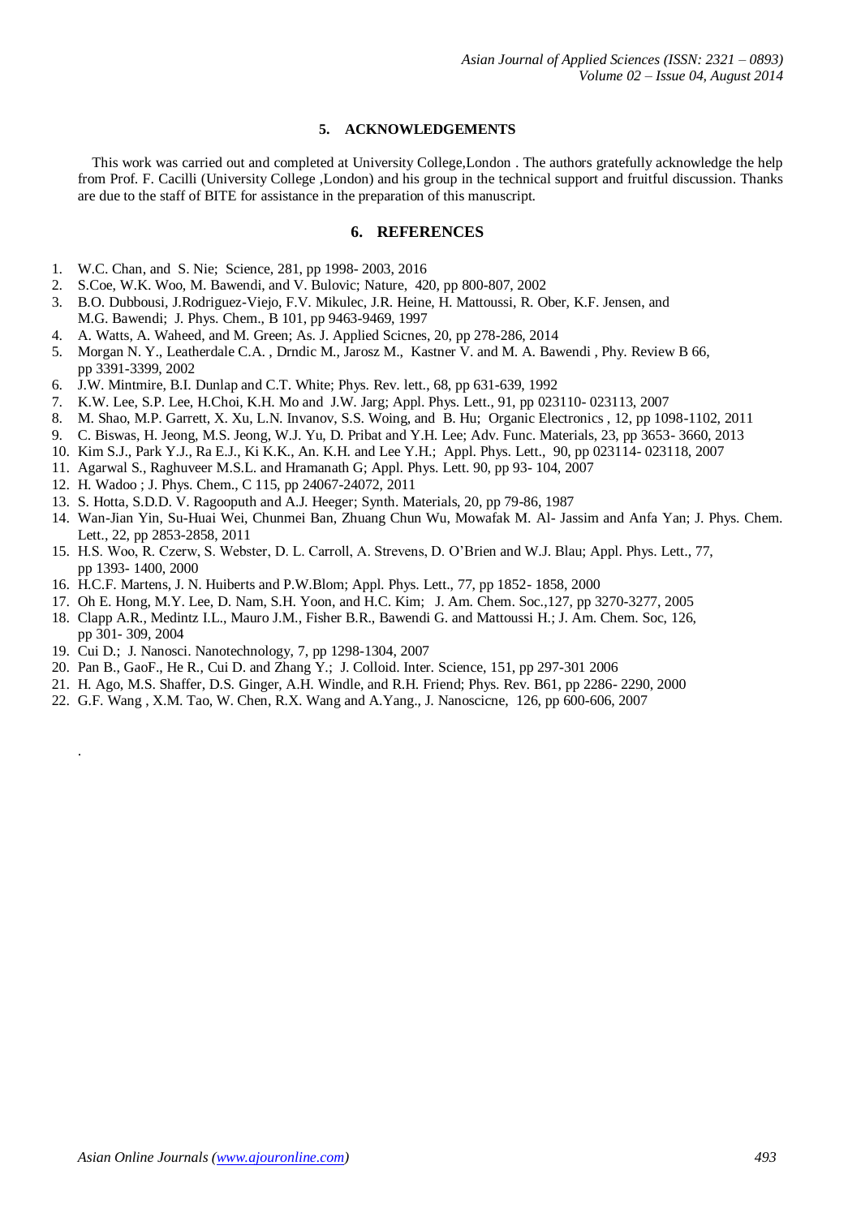## 5. ACKNOWLEDGEMENTS

This work was carried out and completed at University College,London . The authors gratefully acknowledge the help from Prof. F. Cacilli (University College ,London) and his group in the technical support and fruitful discussion. Thanks are due to the staff of BITE for assistance in the preparation of this manuscript.

## 6. REFERENCES

1. W.C. Chan, and S. Nie; Science, 281, pp 1998- 2003, 2016
2. S.Coe, W.K. Woo, M. Bawendi, and V. Bulovic; Nature, 420, pp 800-807, 2002
3. B.O. Dubbousi, J.Rodriguez-Viejo, F.V. Mikulec, J.R. Heine, H. Mattoussi, R. Ober, K.F. Jensen, and M.G. Bawendi; J. Phys. Chem., B 101, pp 9463-9469, 1997
4. A. Watts, A. Waheed, and M. Green; As. J. Applied Scicnes, 20, pp 278-286, 2014
5. Morgan N. Y., Leatherdale C.A. , Drndic M., Jarosz M., Kastner V. and M. A. Bawendi , Phy. Review B 66, pp 3391-3399, 2002
6. J.W. Mintmire, B.I. Dunlap and C.T. White; Phys. Rev. lett., 68, pp 631-639, 1992
7. K.W. Lee, S.P. Lee, H.Choi, K.H. Mo and J.W. Jarg; Appl. Phys. Lett., 91, pp 023110- 023113, 2007
8. M. Shao, M.P. Garrett, X. Xu, L.N. Invanov, S.S. Woing, and B. Hu; Organic Electronics , 12, pp 1098-1102, 2011
9. C. Biswas, H. Jeong, M.S. Jeong, W.J. Yu, D. Pribat and Y.H. Lee; Adv. Func. Materials, 23, pp 3653- 3660, 2013
10. Kim S.J., Park Y.J., Ra E.J., Ki K.K., An. K.H. and Lee Y.H.; Appl. Phys. Lett., 90, pp 023114- 023118, 2007
11. Agarwal S., Raghuveer M.S.L. and Hramanath G; Appl. Phys. Lett. 90, pp 93- 104, 2007
12. H. Wadoo ; J. Phys. Chem., C 115, pp 24067-24072, 2011
13. S. Hotta, S.D.D. V. Ragooputh and A.J. Heeger; Synth. Materials, 20, pp 79-86, 1987
14. Wan-Jian Yin, Su-Huai Wei, Chunmei Ban, Zhuang Chun Wu, Mowafak M. Al- Jassim and Anfa Yan; J. Phys. Chem. Lett., 22, pp 2853-2858, 2011
15. H.S. Woo, R. Czerw, S. Webster, D. L. Carroll, A. Strevens, D. O'Brien and W.J. Blau; Appl. Phys. Lett., 77, pp 1393- 1400, 2000
16. H.C.F. Martens, J. N. Huiberts and P.W.Blom; Appl. Phys. Lett., 77, pp 1852- 1858, 2000
17. Oh E. Hong, M.Y. Lee, D. Nam, S.H. Yoon, and H.C. Kim; J. Am. Chem. Soc.,127, pp 3270-3277, 2005
18. Clapp A.R., Medintz I.L., Mauro J.M., Fisher B.R., Bawendi G. and Mattoussi H.; J. Am. Chem. Soc, 126, pp 301- 309, 2004
19. Cui D.; J. Nanosci. Nanotechnology, 7, pp 1298-1304, 2007
20. Pan B., GaoF., He R., Cui D. and Zhang Y.; J. Colloid. Inter. Science, 151, pp 297-301 2006
21. H. Ago, M.S. Shaffer, D.S. Ginger, A.H. Windle, and R.H. Friend; Phys. Rev. B61, pp 2286- 2290, 2000
22. G.F. Wang , X.M. Tao, W. Chen, R.X. Wang and A.Yang., J. Nanoscicne, 126, pp 600-606, 2007